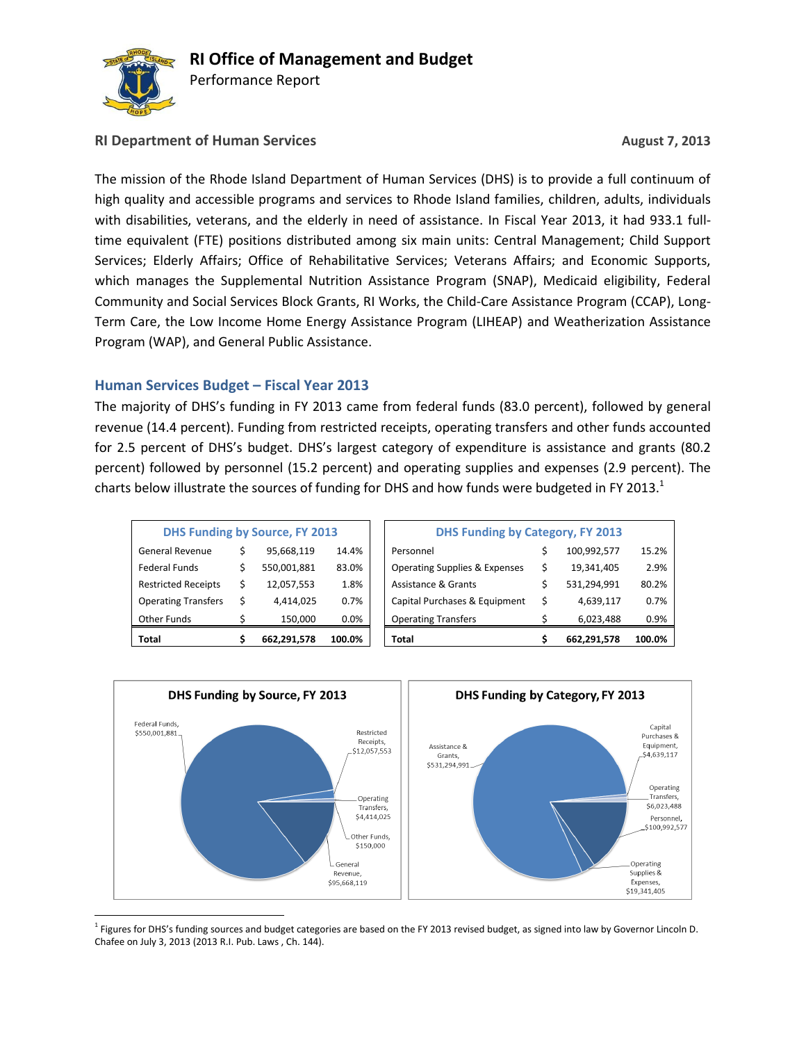# RI Office of Management and Budget

Performance Report

**RI Department of Human Services** **August 7, 2013**

The mission of the Rhode Island Department of Human Services (DHS) is to provide a full continuum of high quality and accessible programs and services to Rhode Island families, children, adults, individuals with disabilities, veterans, and the elderly in need of assistance. In Fiscal Year 2013, it had 933.1 full-time equivalent (FTE) positions distributed among six main units: Central Management; Child Support Services; Elderly Affairs; Office of Rehabilitative Services; Veterans Affairs; and Economic Supports, which manages the Supplemental Nutrition Assistance Program (SNAP), Medicaid eligibility, Federal Community and Social Services Block Grants, RI Works, the Child-Care Assistance Program (CCAP), Long-Term Care, the Low Income Home Energy Assistance Program (LIHEAP) and Weatherization Assistance Program (WAP), and General Public Assistance.

## Human Services Budget – Fiscal Year 2013

The majority of DHS's funding in FY 2013 came from federal funds (83.0 percent), followed by general revenue (14.4 percent). Funding from restricted receipts, operating transfers and other funds accounted for 2.5 percent of DHS's budget. DHS's largest category of expenditure is assistance and grants (80.2 percent) followed by personnel (15.2 percent) and operating supplies and expenses (2.9 percent). The charts below illustrate the sources of funding for DHS and how funds were budgeted in FY 2013.[1]

| DHS Funding by Source, FY 2013 | | | |
|---|---|---|---|
| General Revenue | $ | 95,668,119 | 14.4% |
| Federal Funds | $ | 550,001,881 | 83.0% |
| Restricted Receipts | $ | 12,057,553 | 1.8% |
| Operating Transfers | $ | 4,414,025 | 0.7% |
| Other Funds | $ | 150,000 | 0.0% |
| **Total** | **$** | **662,291,578** | **100.0%** |

| DHS Funding by Category, FY 2013 | | | |
|---|---|---|---|
| Personnel | $ | 100,992,577 | 15.2% |
| Operating Supplies & Expenses | $ | 19,341,405 | 2.9% |
| Assistance & Grants | $ | 531,294,991 | 80.2% |
| Capital Purchases & Equipment | $ | 4,639,117 | 0.7% |
| Operating Transfers | $ | 6,023,488 | 0.9% |
| **Total** | **$** | **662,291,578** | **100.0%** |

**DHS Funding by Source, FY 2013**

Federal Funds, $550,001,881; Restricted Receipts, $12,057,553; Operating Transfers, $4,414,025; Other Funds, $150,000; General Revenue, $95,668,119

**DHS Funding by Category, FY 2013**

Assistance & Grants, $531,294,991; Capital Purchases & Equipment, $4,639,117; Operating Transfers, $6,023,488; Personnel, $100,992,577; Operating Supplies & Expenses, $19,341,405

[1] Figures for DHS's funding sources and budget categories are based on the FY 2013 revised budget, as signed into law by Governor Lincoln D. Chafee on July 3, 2013 (2013 R.I. Pub. Laws , Ch. 144).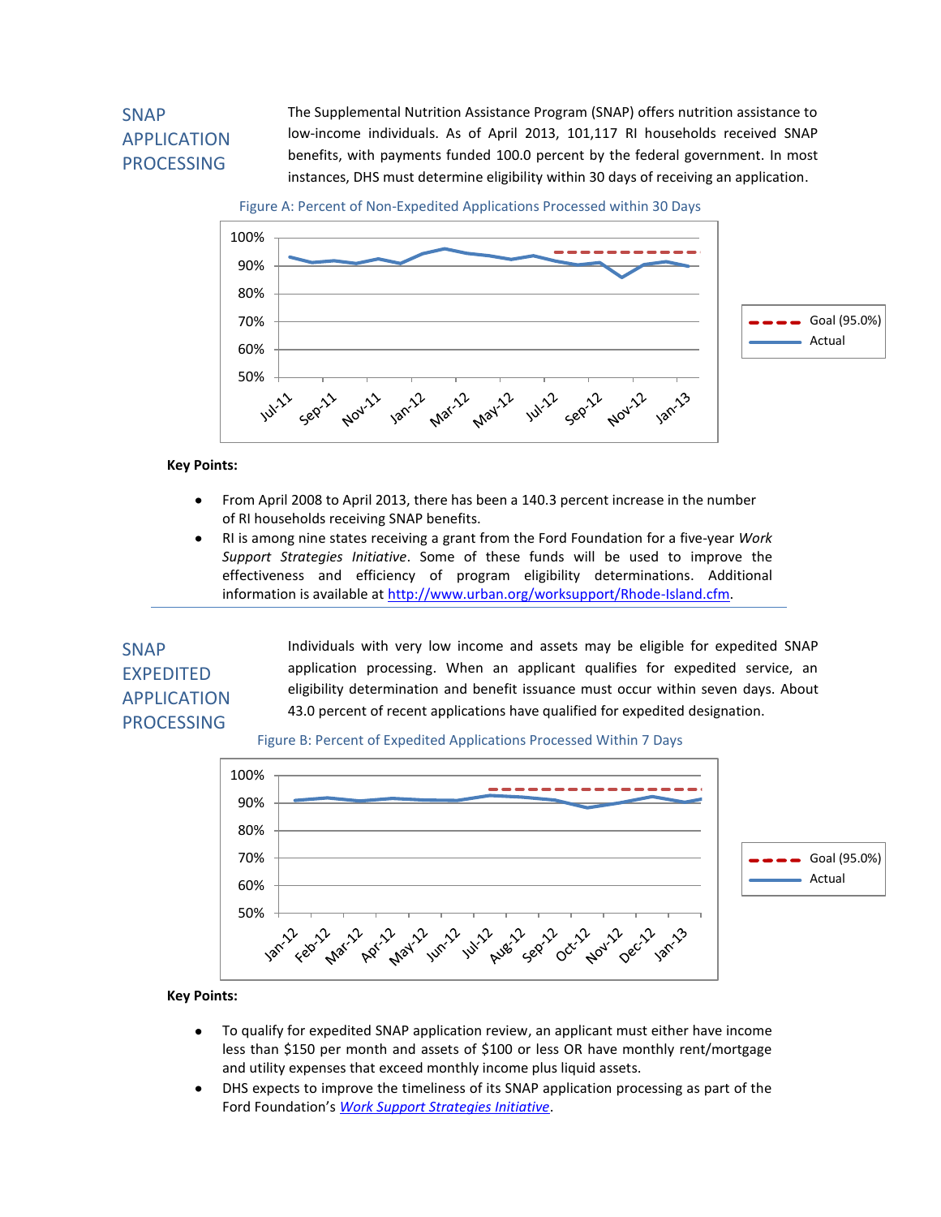## SNAP APPLICATION PROCESSING

The Supplemental Nutrition Assistance Program (SNAP) offers nutrition assistance to low-income individuals. As of April 2013, 101,117 RI households received SNAP benefits, with payments funded 100.0 percent by the federal government. In most instances, DHS must determine eligibility within 30 days of receiving an application.

Figure A: Percent of Non-Expedited Applications Processed within 30 Days

**Key Points:**

- From April 2008 to April 2013, there has been a 140.3 percent increase in the number of RI households receiving SNAP benefits.
- RI is among nine states receiving a grant from the Ford Foundation for a five-year *Work Support Strategies Initiative*. Some of these funds will be used to improve the effectiveness and efficiency of program eligibility determinations. Additional information is available at http://www.urban.org/worksupport/Rhode-Island.cfm.

## SNAP EXPEDITED APPLICATION PROCESSING

Individuals with very low income and assets may be eligible for expedited SNAP application processing. When an applicant qualifies for expedited service, an eligibility determination and benefit issuance must occur within seven days. About 43.0 percent of recent applications have qualified for expedited designation.

Figure B: Percent of Expedited Applications Processed Within 7 Days

**Key Points:**

- To qualify for expedited SNAP application review, an applicant must either have income less than $150 per month and assets of $100 or less OR have monthly rent/mortgage and utility expenses that exceed monthly income plus liquid assets.
- DHS expects to improve the timeliness of its SNAP application processing as part of the Ford Foundation's *Work Support Strategies Initiative*.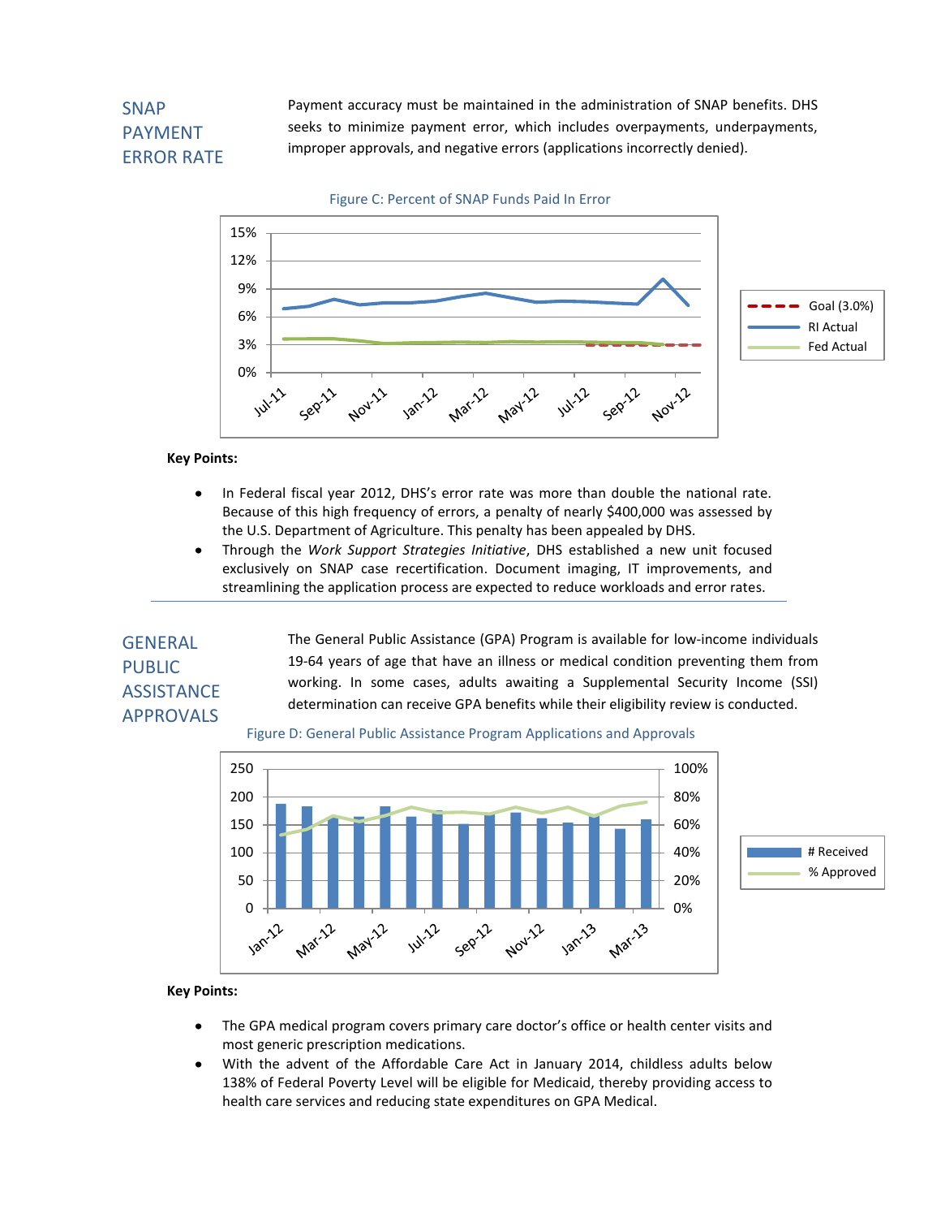## SNAP PAYMENT ERROR RATE

Payment accuracy must be maintained in the administration of SNAP benefits. DHS seeks to minimize payment error, which includes overpayments, underpayments, improper approvals, and negative errors (applications incorrectly denied).

Figure C: Percent of SNAP Funds Paid In Error

**Key Points:**

- In Federal fiscal year 2012, DHS's error rate was more than double the national rate. Because of this high frequency of errors, a penalty of nearly $400,000 was assessed by the U.S. Department of Agriculture. This penalty has been appealed by DHS.
- Through the *Work Support Strategies Initiative*, DHS established a new unit focused exclusively on SNAP case recertification. Document imaging, IT improvements, and streamlining the application process are expected to reduce workloads and error rates.

## GENERAL PUBLIC ASSISTANCE APPROVALS

The General Public Assistance (GPA) Program is available for low-income individuals 19-64 years of age that have an illness or medical condition preventing them from working. In some cases, adults awaiting a Supplemental Security Income (SSI) determination can receive GPA benefits while their eligibility review is conducted.

Figure D: General Public Assistance Program Applications and Approvals

**Key Points:**

- The GPA medical program covers primary care doctor's office or health center visits and most generic prescription medications.
- With the advent of the Affordable Care Act in January 2014, childless adults below 138% of Federal Poverty Level will be eligible for Medicaid, thereby providing access to health care services and reducing state expenditures on GPA Medical.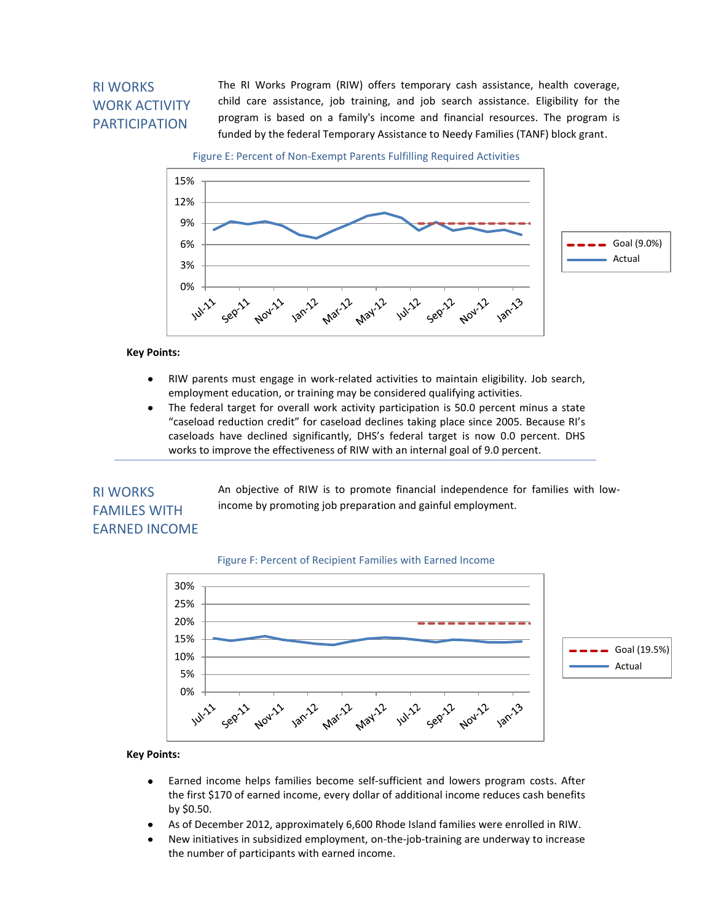## RI WORKS WORK ACTIVITY PARTICIPATION

The RI Works Program (RIW) offers temporary cash assistance, health coverage, child care assistance, job training, and job search assistance. Eligibility for the program is based on a family's income and financial resources. The program is funded by the federal Temporary Assistance to Needy Families (TANF) block grant.

Figure E: Percent of Non-Exempt Parents Fulfilling Required Activities

**Key Points:**

- RIW parents must engage in work-related activities to maintain eligibility. Job search, employment education, or training may be considered qualifying activities.
- The federal target for overall work activity participation is 50.0 percent minus a state "caseload reduction credit" for caseload declines taking place since 2005. Because RI's caseloads have declined significantly, DHS's federal target is now 0.0 percent. DHS works to improve the effectiveness of RIW with an internal goal of 9.0 percent.

## RI WORKS FAMILES WITH EARNED INCOME

An objective of RIW is to promote financial independence for families with low-income by promoting job preparation and gainful employment.

Figure F: Percent of Recipient Families with Earned Income

**Key Points:**

- Earned income helps families become self-sufficient and lowers program costs. After the first $170 of earned income, every dollar of additional income reduces cash benefits by $0.50.
- As of December 2012, approximately 6,600 Rhode Island families were enrolled in RIW.
- New initiatives in subsidized employment, on-the-job-training are underway to increase the number of participants with earned income.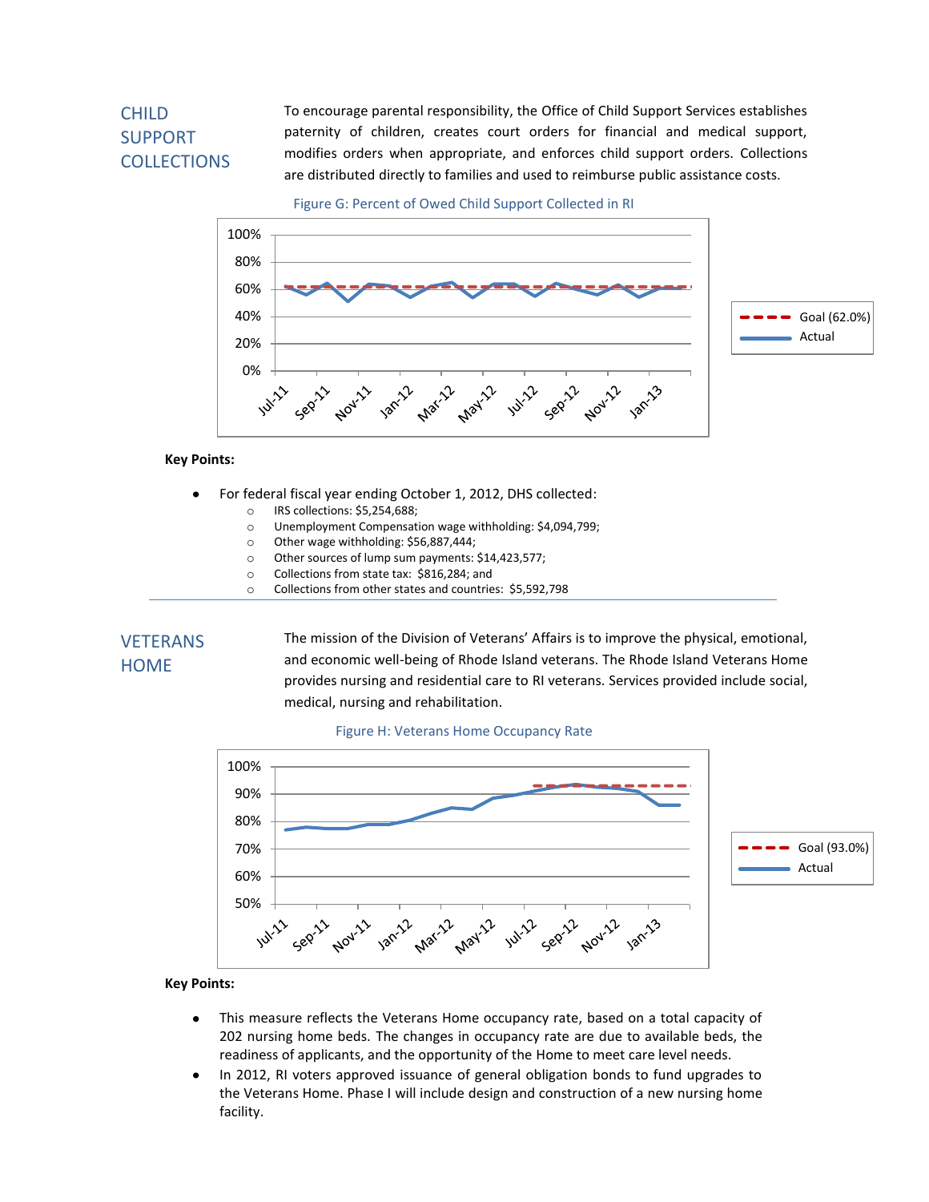## CHILD SUPPORT COLLECTIONS

To encourage parental responsibility, the Office of Child Support Services establishes paternity of children, creates court orders for financial and medical support, modifies orders when appropriate, and enforces child support orders. Collections are distributed directly to families and used to reimburse public assistance costs.

Figure G: Percent of Owed Child Support Collected in RI

100%
80%
60%
40%
20%
0%

Jul-11, Sep-11, Nov-11, Jan-12, Mar-12, May-12, Jul-12, Sep-12, Nov-12, Jan-13

Goal (62.0%)
Actual

**Key Points:**

- For federal fiscal year ending October 1, 2012, DHS collected:
  - IRS collections: $5,254,688;
  - Unemployment Compensation wage withholding: $4,094,799;
  - Other wage withholding: $56,887,444;
  - Other sources of lump sum payments: $14,423,577;
  - Collections from state tax: $816,284; and
  - Collections from other states and countries: $5,592,798

## VETERANS HOME

The mission of the Division of Veterans' Affairs is to improve the physical, emotional, and economic well-being of Rhode Island veterans. The Rhode Island Veterans Home provides nursing and residential care to RI veterans. Services provided include social, medical, nursing and rehabilitation.

Figure H: Veterans Home Occupancy Rate

100%
90%
80%
70%
60%
50%

Jul-11, Sep-11, Nov-11, Jan-12, Mar-12, May-12, Jul-12, Sep-12, Nov-12, Jan-13

Goal (93.0%)
Actual

**Key Points:**

- This measure reflects the Veterans Home occupancy rate, based on a total capacity of 202 nursing home beds. The changes in occupancy rate are due to available beds, the readiness of applicants, and the opportunity of the Home to meet care level needs.
- In 2012, RI voters approved issuance of general obligation bonds to fund upgrades to the Veterans Home. Phase I will include design and construction of a new nursing home facility.